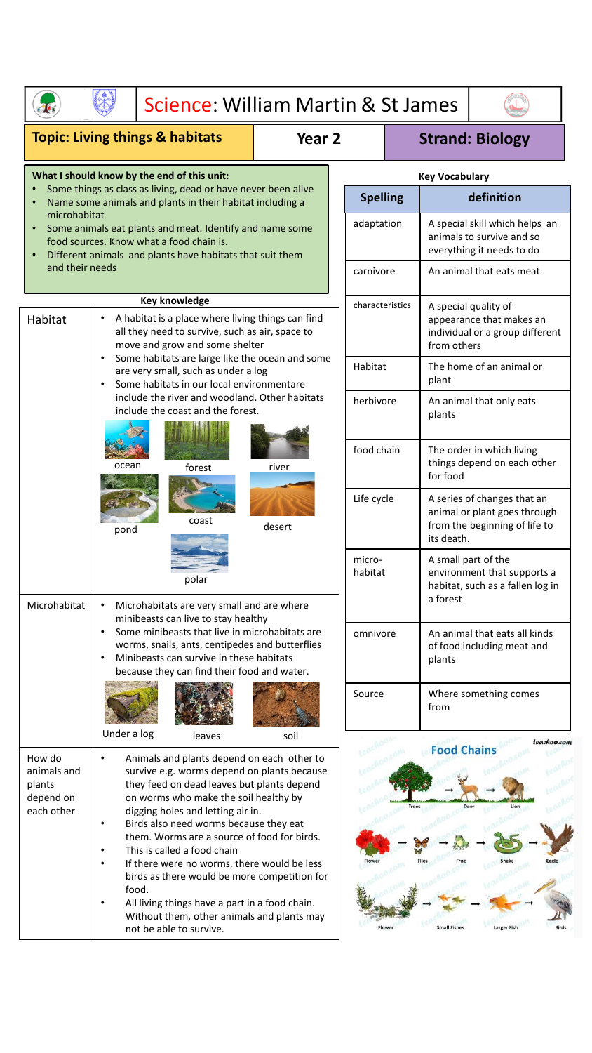# Science: William Martin & St James

**Topic: Living things & habitats** | **Year 2** | **Strand: Biology**

**What I should know by the end of this unit:**

- Some things as class as living, dead or have never been alive
- Name some animals and plants in their habitat including a microhabitat
- Some animals eat plants and meat. Identify and name some food sources. Know what a food chain is.
- Different animals and plants have habitats that suit them and their needs

## Key knowledge

| | |
|---|---|
| Habitat | • A habitat is a place where living things can find all they need to survive, such as air, space to move and grow and some shelter<br>• Some habitats are large like the ocean and some are very small, such as under a log<br>• Some habitats in our local environmentare include the river and woodland. Other habitats include the coast and the forest.<br>ocean, forest, river, pond, coast, desert, polar |
| Microhabitat | • Microhabitats are very small and are where minibeasts can live to stay healthy<br>• Some minibeasts that live in microhabitats are worms, snails, ants, centipedes and butterflies<br>• Minibeasts can survive in these habitats because they can find their food and water.<br>Under a log, leaves, soil |
| How do animals and plants depend on each other | • Animals and plants depend on each other to survive e.g. worms depend on plants because they feed on dead leaves but plants depend on worms who make the soil healthy by digging holes and letting air in.<br>• Birds also need worms because they eat them. Worms are a source of food for birds.<br>• This is called a food chain<br>• If there were no worms, there would be less birds as there would be more competition for food.<br>• All living things have a part in a food chain. Without them, other animals and plants may not be able to survive. |

## Key Vocabulary

| Spelling | definition |
|---|---|
| adaptation | A special skill which helps an animals to survive and so everything it needs to do |
| carnivore | An animal that eats meat |
| characteristics | A special quality of appearance that makes an individual or a group different from others |
| Habitat | The home of an animal or plant |
| herbivore | An animal that only eats plants |
| food chain | The order in which living things depend on each other for food |
| Life cycle | A series of changes that an animal or plant goes through from the beginning of life to its death. |
| micro-habitat | A small part of the environment that supports a habitat, such as a fallen log in a forest |
| omnivore | An animal that eats all kinds of food including meat and plants |
| Source | Where something comes from |

**Food Chains**

Trees → Deer → Lion

Flower → Flies → Frog → Snake → Eagle

Flower → Small Fishes → Larger Fish → Birds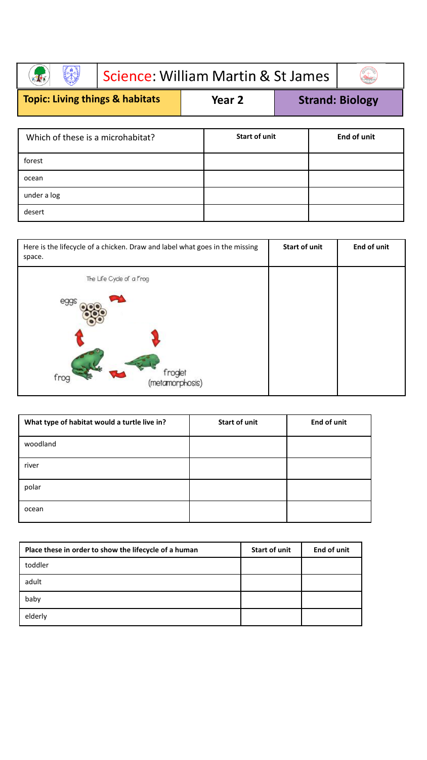# Science: William Martin & St James

| Topic: Living things & habitats | Year 2 | Strand: Biology |
| --- | --- | --- |

| Which of these is a microhabitat? | Start of unit | End of unit |
| --- | --- | --- |
| forest | | |
| ocean | | |
| under a log | | |
| desert | | |

| Here is the lifecycle of a chicken. Draw and label what goes in the missing space. | Start of unit | End of unit |
| --- | --- | --- |
| The Life Cycle of a Frog<br>eggs<br>frog<br>froglet (metamorphosis) | | |

| What type of habitat would a turtle live in? | Start of unit | End of unit |
| --- | --- | --- |
| woodland | | |
| river | | |
| polar | | |
| ocean | | |

| Place these in order to show the lifecycle of a human | Start of unit | End of unit |
| --- | --- | --- |
| toddler | | |
| adult | | |
| baby | | |
| elderly | | |